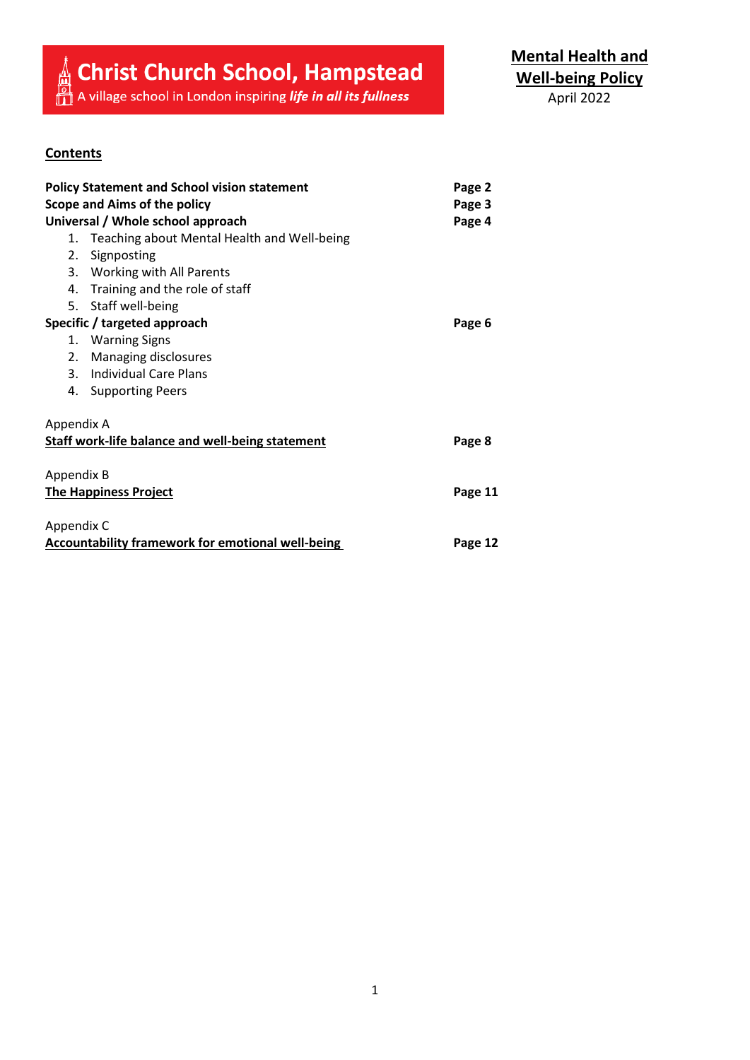**Christ Church School, Hampstead**
A village school in London inspiring ***life in all its fullness***

# Mental Health and Well-being Policy

April 2022

## Contents

| | |
|---|---|
| **Policy Statement and School vision statement** | **Page 2** |
| **Scope and Aims of the policy** | **Page 3** |
| **Universal / Whole school approach** | **Page 4** |
| 1. Teaching about Mental Health and Well-being | |
| 2. Signposting | |
| 3. Working with All Parents | |
| 4. Training and the role of staff | |
| 5. Staff well-being | |
| **Specific / targeted approach** | **Page 6** |
| 1. Warning Signs | |
| 2. Managing disclosures | |
| 3. Individual Care Plans | |
| 4. Supporting Peers | |
| Appendix A | |
| **Staff work-life balance and well-being statement** | **Page 8** |
| Appendix B | |
| **The Happiness Project** | **Page 11** |
| Appendix C | |
| **Accountability framework for emotional well-being** | **Page 12** |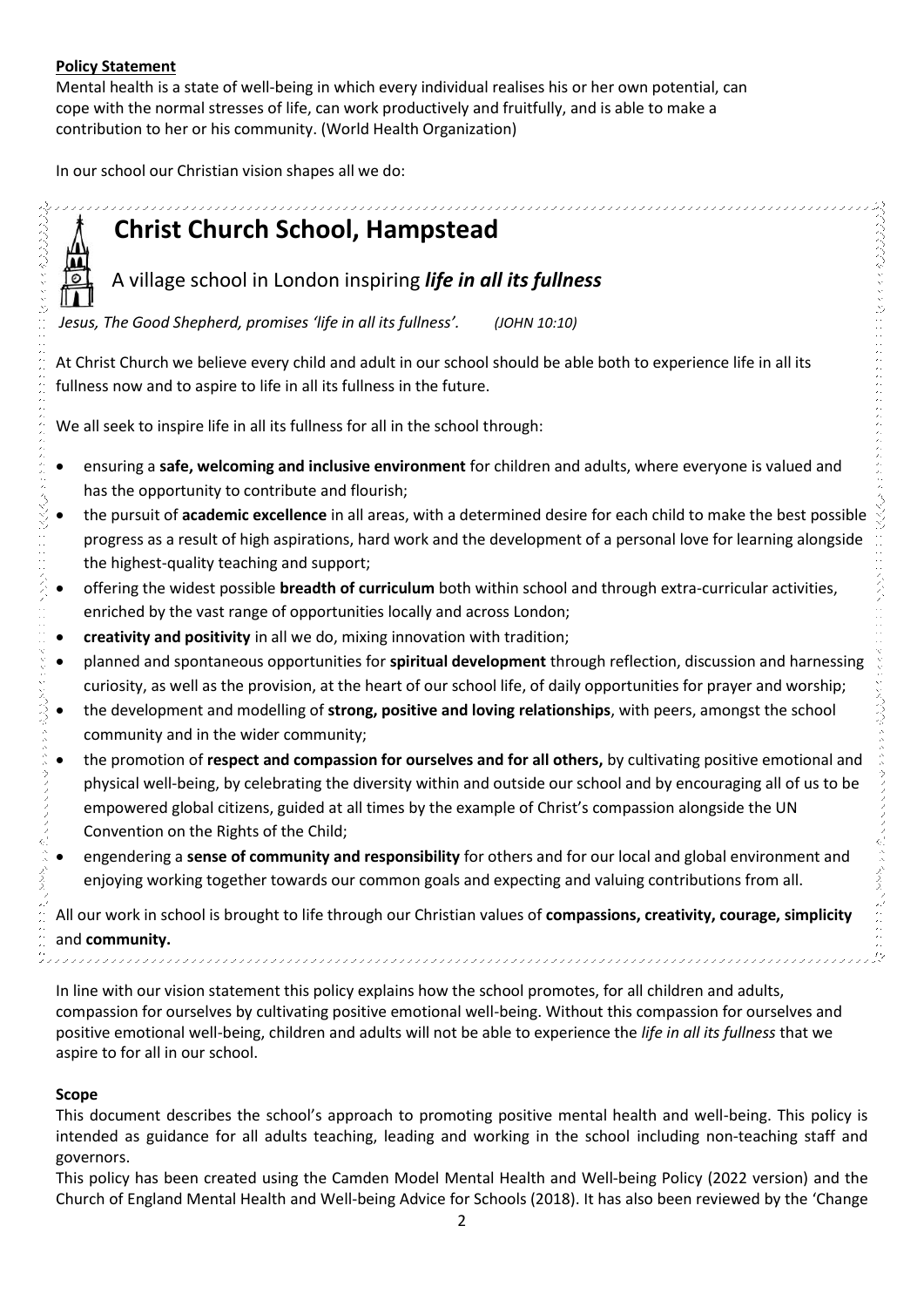**Policy Statement**

Mental health is a state of well-being in which every individual realises his or her own potential, can cope with the normal stresses of life, can work productively and fruitfully, and is able to make a contribution to her or his community. (World Health Organization)

In our school our Christian vision shapes all we do:

## Christ Church School, Hampstead

A village school in London inspiring ***life in all its fullness***

*Jesus, The Good Shepherd, promises 'life in all its fullness'. (JOHN 10:10)*

At Christ Church we believe every child and adult in our school should be able both to experience life in all its fullness now and to aspire to life in all its fullness in the future.

We all seek to inspire life in all its fullness for all in the school through:

- ensuring a **safe, welcoming and inclusive environment** for children and adults, where everyone is valued and has the opportunity to contribute and flourish;
- the pursuit of **academic excellence** in all areas, with a determined desire for each child to make the best possible progress as a result of high aspirations, hard work and the development of a personal love for learning alongside the highest-quality teaching and support;
- offering the widest possible **breadth of curriculum** both within school and through extra-curricular activities, enriched by the vast range of opportunities locally and across London;
- **creativity and positivity** in all we do, mixing innovation with tradition;
- planned and spontaneous opportunities for **spiritual development** through reflection, discussion and harnessing curiosity, as well as the provision, at the heart of our school life, of daily opportunities for prayer and worship;
- the development and modelling of **strong, positive and loving relationships**, with peers, amongst the school community and in the wider community;
- the promotion of **respect and compassion for ourselves and for all others,** by cultivating positive emotional and physical well-being, by celebrating the diversity within and outside our school and by encouraging all of us to be empowered global citizens, guided at all times by the example of Christ's compassion alongside the UN Convention on the Rights of the Child;
- engendering a **sense of community and responsibility** for others and for our local and global environment and enjoying working together towards our common goals and expecting and valuing contributions from all.

All our work in school is brought to life through our Christian values of **compassions, creativity, courage, simplicity** and **community.**

In line with our vision statement this policy explains how the school promotes, for all children and adults, compassion for ourselves by cultivating positive emotional well-being. Without this compassion for ourselves and positive emotional well-being, children and adults will not be able to experience the *life in all its fullness* that we aspire to for all in our school.

**Scope**

This document describes the school's approach to promoting positive mental health and well-being. This policy is intended as guidance for all adults teaching, leading and working in the school including non-teaching staff and governors.

This policy has been created using the Camden Model Mental Health and Well-being Policy (2022 version) and the Church of England Mental Health and Well-being Advice for Schools (2018). It has also been reviewed by the 'Change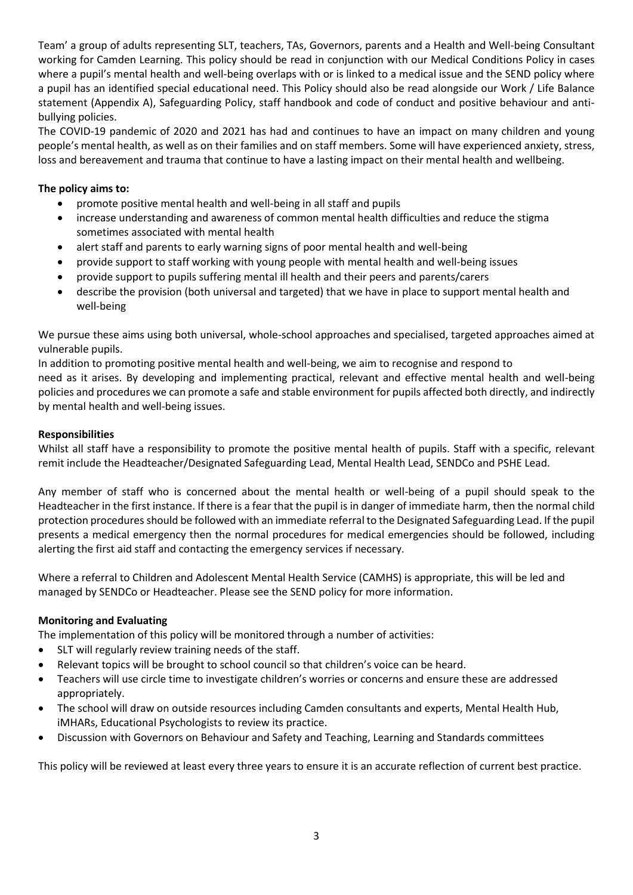Team' a group of adults representing SLT, teachers, TAs, Governors, parents and a Health and Well-being Consultant working for Camden Learning. This policy should be read in conjunction with our Medical Conditions Policy in cases where a pupil's mental health and well-being overlaps with or is linked to a medical issue and the SEND policy where a pupil has an identified special educational need. This Policy should also be read alongside our Work / Life Balance statement (Appendix A), Safeguarding Policy, staff handbook and code of conduct and positive behaviour and anti-bullying policies.

The COVID-19 pandemic of 2020 and 2021 has had and continues to have an impact on many children and young people's mental health, as well as on their families and on staff members. Some will have experienced anxiety, stress, loss and bereavement and trauma that continue to have a lasting impact on their mental health and wellbeing.

**The policy aims to:**

- promote positive mental health and well-being in all staff and pupils
- increase understanding and awareness of common mental health difficulties and reduce the stigma sometimes associated with mental health
- alert staff and parents to early warning signs of poor mental health and well-being
- provide support to staff working with young people with mental health and well-being issues
- provide support to pupils suffering mental ill health and their peers and parents/carers
- describe the provision (both universal and targeted) that we have in place to support mental health and well-being

We pursue these aims using both universal, whole-school approaches and specialised, targeted approaches aimed at vulnerable pupils.

In addition to promoting positive mental health and well-being, we aim to recognise and respond to need as it arises. By developing and implementing practical, relevant and effective mental health and well-being policies and procedures we can promote a safe and stable environment for pupils affected both directly, and indirectly by mental health and well-being issues.

**Responsibilities**

Whilst all staff have a responsibility to promote the positive mental health of pupils. Staff with a specific, relevant remit include the Headteacher/Designated Safeguarding Lead, Mental Health Lead, SENDCo and PSHE Lead.

Any member of staff who is concerned about the mental health or well-being of a pupil should speak to the Headteacher in the first instance. If there is a fear that the pupil is in danger of immediate harm, then the normal child protection procedures should be followed with an immediate referral to the Designated Safeguarding Lead. If the pupil presents a medical emergency then the normal procedures for medical emergencies should be followed, including alerting the first aid staff and contacting the emergency services if necessary.

Where a referral to Children and Adolescent Mental Health Service (CAMHS) is appropriate, this will be led and managed by SENDCo or Headteacher. Please see the SEND policy for more information.

**Monitoring and Evaluating**

The implementation of this policy will be monitored through a number of activities:

- SLT will regularly review training needs of the staff.
- Relevant topics will be brought to school council so that children's voice can be heard.
- Teachers will use circle time to investigate children's worries or concerns and ensure these are addressed appropriately.
- The school will draw on outside resources including Camden consultants and experts, Mental Health Hub, iMHARs, Educational Psychologists to review its practice.
- Discussion with Governors on Behaviour and Safety and Teaching, Learning and Standards committees

This policy will be reviewed at least every three years to ensure it is an accurate reflection of current best practice.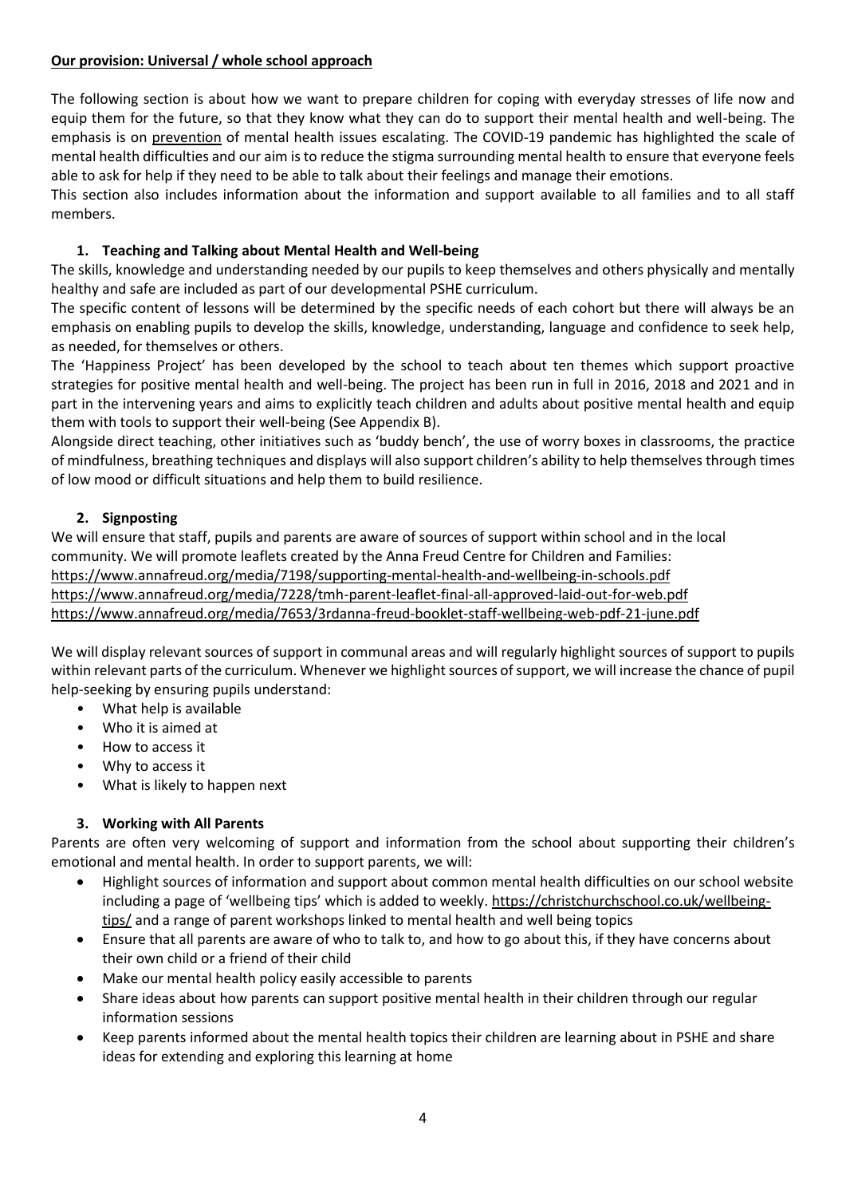**Our provision: Universal / whole school approach**

The following section is about how we want to prepare children for coping with everyday stresses of life now and equip them for the future, so that they know what they can do to support their mental health and well-being. The emphasis is on prevention of mental health issues escalating. The COVID-19 pandemic has highlighted the scale of mental health difficulties and our aim is to reduce the stigma surrounding mental health to ensure that everyone feels able to ask for help if they need to be able to talk about their feelings and manage their emotions.

This section also includes information about the information and support available to all families and to all staff members.

### 1. Teaching and Talking about Mental Health and Well-being

The skills, knowledge and understanding needed by our pupils to keep themselves and others physically and mentally healthy and safe are included as part of our developmental PSHE curriculum.

The specific content of lessons will be determined by the specific needs of each cohort but there will always be an emphasis on enabling pupils to develop the skills, knowledge, understanding, language and confidence to seek help, as needed, for themselves or others.

The 'Happiness Project' has been developed by the school to teach about ten themes which support proactive strategies for positive mental health and well-being. The project has been run in full in 2016, 2018 and 2021 and in part in the intervening years and aims to explicitly teach children and adults about positive mental health and equip them with tools to support their well-being (See Appendix B).

Alongside direct teaching, other initiatives such as 'buddy bench', the use of worry boxes in classrooms, the practice of mindfulness, breathing techniques and displays will also support children's ability to help themselves through times of low mood or difficult situations and help them to build resilience.

### 2. Signposting

We will ensure that staff, pupils and parents are aware of sources of support within school and in the local community. We will promote leaflets created by the Anna Freud Centre for Children and Families:
https://www.annafreud.org/media/7198/supporting-mental-health-and-wellbeing-in-schools.pdf
https://www.annafreud.org/media/7228/tmh-parent-leaflet-final-all-approved-laid-out-for-web.pdf
https://www.annafreud.org/media/7653/3rdanna-freud-booklet-staff-wellbeing-web-pdf-21-june.pdf

We will display relevant sources of support in communal areas and will regularly highlight sources of support to pupils within relevant parts of the curriculum. Whenever we highlight sources of support, we will increase the chance of pupil help-seeking by ensuring pupils understand:

- What help is available
- Who it is aimed at
- How to access it
- Why to access it
- What is likely to happen next

### 3. Working with All Parents

Parents are often very welcoming of support and information from the school about supporting their children's emotional and mental health. In order to support parents, we will:

- Highlight sources of information and support about common mental health difficulties on our school website including a page of 'wellbeing tips' which is added to weekly. https://christchurchschool.co.uk/wellbeing-tips/ and a range of parent workshops linked to mental health and well being topics
- Ensure that all parents are aware of who to talk to, and how to go about this, if they have concerns about their own child or a friend of their child
- Make our mental health policy easily accessible to parents
- Share ideas about how parents can support positive mental health in their children through our regular information sessions
- Keep parents informed about the mental health topics their children are learning about in PSHE and share ideas for extending and exploring this learning at home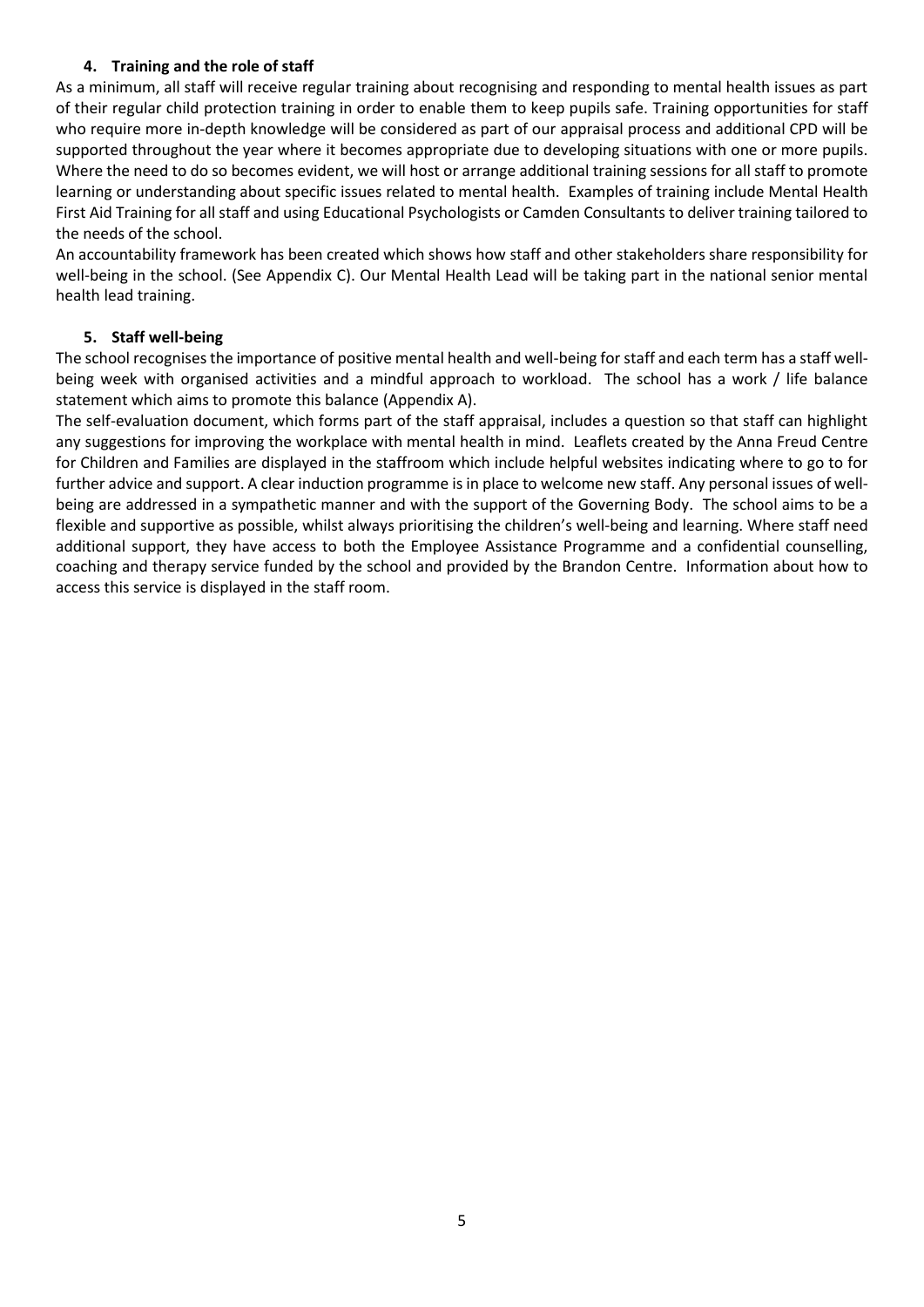## 4. Training and the role of staff

As a minimum, all staff will receive regular training about recognising and responding to mental health issues as part of their regular child protection training in order to enable them to keep pupils safe. Training opportunities for staff who require more in-depth knowledge will be considered as part of our appraisal process and additional CPD will be supported throughout the year where it becomes appropriate due to developing situations with one or more pupils. Where the need to do so becomes evident, we will host or arrange additional training sessions for all staff to promote learning or understanding about specific issues related to mental health. Examples of training include Mental Health First Aid Training for all staff and using Educational Psychologists or Camden Consultants to deliver training tailored to the needs of the school.

An accountability framework has been created which shows how staff and other stakeholders share responsibility for well-being in the school. (See Appendix C). Our Mental Health Lead will be taking part in the national senior mental health lead training.

## 5. Staff well-being

The school recognises the importance of positive mental health and well-being for staff and each term has a staff well-being week with organised activities and a mindful approach to workload. The school has a work / life balance statement which aims to promote this balance (Appendix A).

The self-evaluation document, which forms part of the staff appraisal, includes a question so that staff can highlight any suggestions for improving the workplace with mental health in mind. Leaflets created by the Anna Freud Centre for Children and Families are displayed in the staffroom which include helpful websites indicating where to go to for further advice and support. A clear induction programme is in place to welcome new staff. Any personal issues of well-being are addressed in a sympathetic manner and with the support of the Governing Body. The school aims to be a flexible and supportive as possible, whilst always prioritising the children's well-being and learning. Where staff need additional support, they have access to both the Employee Assistance Programme and a confidential counselling, coaching and therapy service funded by the school and provided by the Brandon Centre. Information about how to access this service is displayed in the staff room.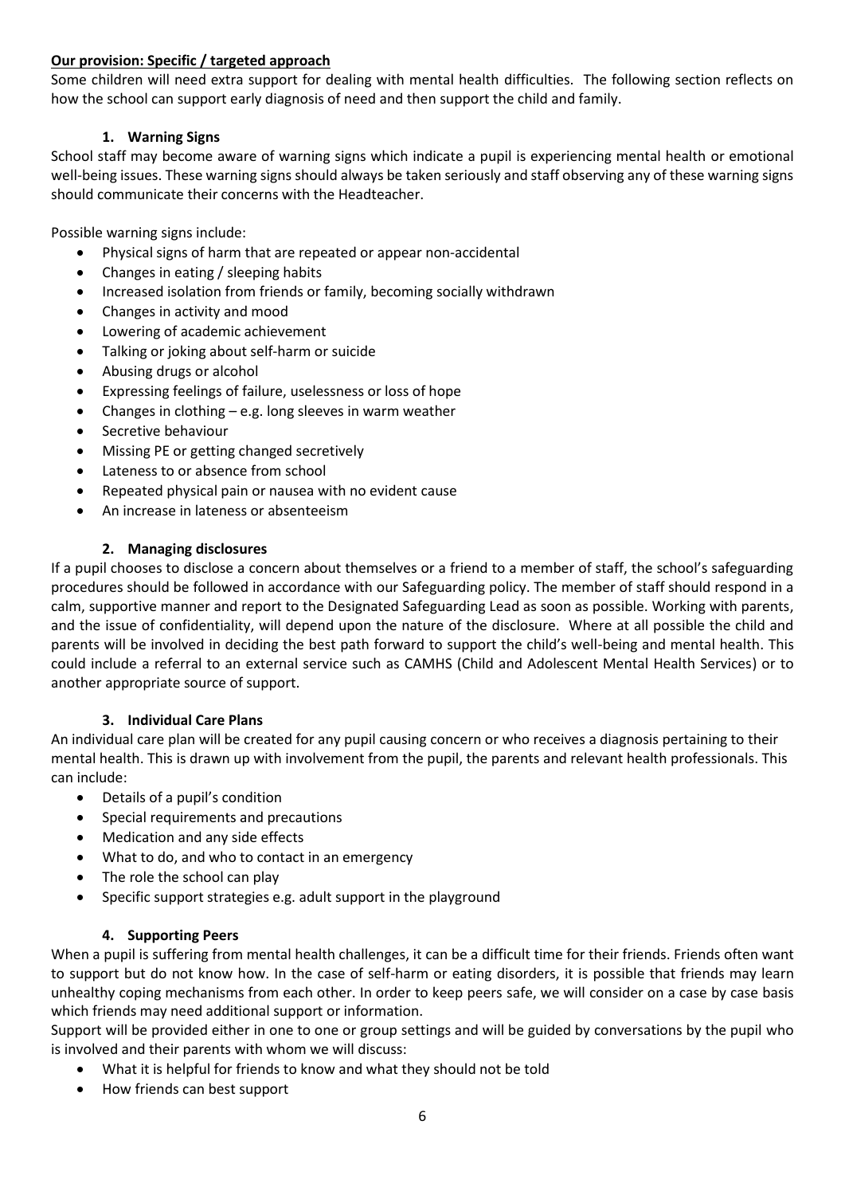**Our provision: Specific / targeted approach**

Some children will need extra support for dealing with mental health difficulties. The following section reflects on how the school can support early diagnosis of need and then support the child and family.

### 1. Warning Signs

School staff may become aware of warning signs which indicate a pupil is experiencing mental health or emotional well-being issues. These warning signs should always be taken seriously and staff observing any of these warning signs should communicate their concerns with the Headteacher.

Possible warning signs include:

- Physical signs of harm that are repeated or appear non-accidental
- Changes in eating / sleeping habits
- Increased isolation from friends or family, becoming socially withdrawn
- Changes in activity and mood
- Lowering of academic achievement
- Talking or joking about self-harm or suicide
- Abusing drugs or alcohol
- Expressing feelings of failure, uselessness or loss of hope
- Changes in clothing – e.g. long sleeves in warm weather
- Secretive behaviour
- Missing PE or getting changed secretively
- Lateness to or absence from school
- Repeated physical pain or nausea with no evident cause
- An increase in lateness or absenteeism

### 2. Managing disclosures

If a pupil chooses to disclose a concern about themselves or a friend to a member of staff, the school's safeguarding procedures should be followed in accordance with our Safeguarding policy. The member of staff should respond in a calm, supportive manner and report to the Designated Safeguarding Lead as soon as possible. Working with parents, and the issue of confidentiality, will depend upon the nature of the disclosure. Where at all possible the child and parents will be involved in deciding the best path forward to support the child's well-being and mental health. This could include a referral to an external service such as CAMHS (Child and Adolescent Mental Health Services) or to another appropriate source of support.

### 3. Individual Care Plans

An individual care plan will be created for any pupil causing concern or who receives a diagnosis pertaining to their mental health. This is drawn up with involvement from the pupil, the parents and relevant health professionals. This can include:

- Details of a pupil's condition
- Special requirements and precautions
- Medication and any side effects
- What to do, and who to contact in an emergency
- The role the school can play
- Specific support strategies e.g. adult support in the playground

### 4. Supporting Peers

When a pupil is suffering from mental health challenges, it can be a difficult time for their friends. Friends often want to support but do not know how. In the case of self-harm or eating disorders, it is possible that friends may learn unhealthy coping mechanisms from each other. In order to keep peers safe, we will consider on a case by case basis which friends may need additional support or information.

Support will be provided either in one to one or group settings and will be guided by conversations by the pupil who is involved and their parents with whom we will discuss:

- What it is helpful for friends to know and what they should not be told
- How friends can best support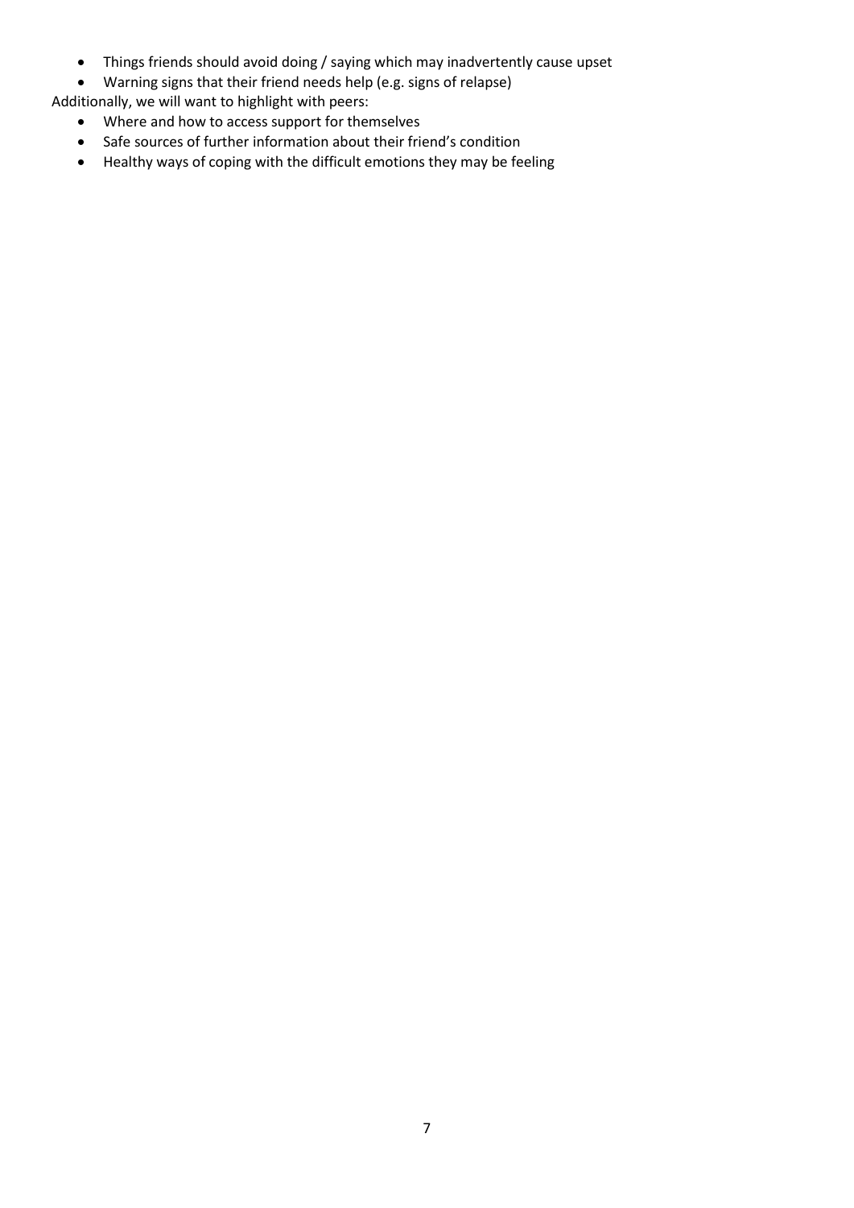- Things friends should avoid doing / saying which may inadvertently cause upset
- Warning signs that their friend needs help (e.g. signs of relapse)

Additionally, we will want to highlight with peers:

- Where and how to access support for themselves
- Safe sources of further information about their friend's condition
- Healthy ways of coping with the difficult emotions they may be feeling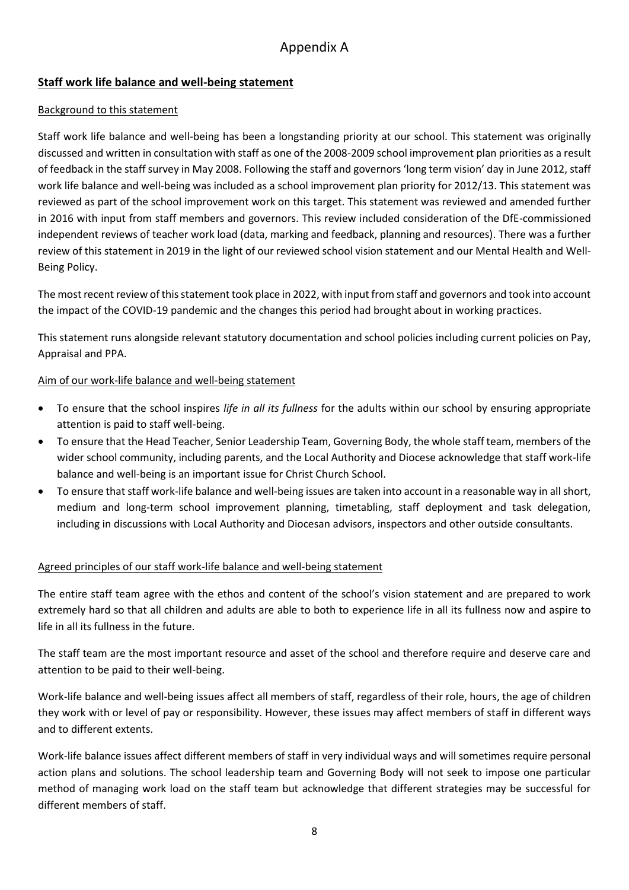# Appendix A

## Staff work life balance and well-being statement

### Background to this statement

Staff work life balance and well-being has been a longstanding priority at our school. This statement was originally discussed and written in consultation with staff as one of the 2008-2009 school improvement plan priorities as a result of feedback in the staff survey in May 2008. Following the staff and governors 'long term vision' day in June 2012, staff work life balance and well-being was included as a school improvement plan priority for 2012/13. This statement was reviewed as part of the school improvement work on this target. This statement was reviewed and amended further in 2016 with input from staff members and governors. This review included consideration of the DfE-commissioned independent reviews of teacher work load (data, marking and feedback, planning and resources). There was a further review of this statement in 2019 in the light of our reviewed school vision statement and our Mental Health and Well-Being Policy.

The most recent review of this statement took place in 2022, with input from staff and governors and took into account the impact of the COVID-19 pandemic and the changes this period had brought about in working practices.

This statement runs alongside relevant statutory documentation and school policies including current policies on Pay, Appraisal and PPA.

### Aim of our work-life balance and well-being statement

- To ensure that the school inspires *life in all its fullness* for the adults within our school by ensuring appropriate attention is paid to staff well-being.
- To ensure that the Head Teacher, Senior Leadership Team, Governing Body, the whole staff team, members of the wider school community, including parents, and the Local Authority and Diocese acknowledge that staff work-life balance and well-being is an important issue for Christ Church School.
- To ensure that staff work-life balance and well-being issues are taken into account in a reasonable way in all short, medium and long-term school improvement planning, timetabling, staff deployment and task delegation, including in discussions with Local Authority and Diocesan advisors, inspectors and other outside consultants.

### Agreed principles of our staff work-life balance and well-being statement

The entire staff team agree with the ethos and content of the school's vision statement and are prepared to work extremely hard so that all children and adults are able to both to experience life in all its fullness now and aspire to life in all its fullness in the future.

The staff team are the most important resource and asset of the school and therefore require and deserve care and attention to be paid to their well-being.

Work-life balance and well-being issues affect all members of staff, regardless of their role, hours, the age of children they work with or level of pay or responsibility. However, these issues may affect members of staff in different ways and to different extents.

Work-life balance issues affect different members of staff in very individual ways and will sometimes require personal action plans and solutions. The school leadership team and Governing Body will not seek to impose one particular method of managing work load on the staff team but acknowledge that different strategies may be successful for different members of staff.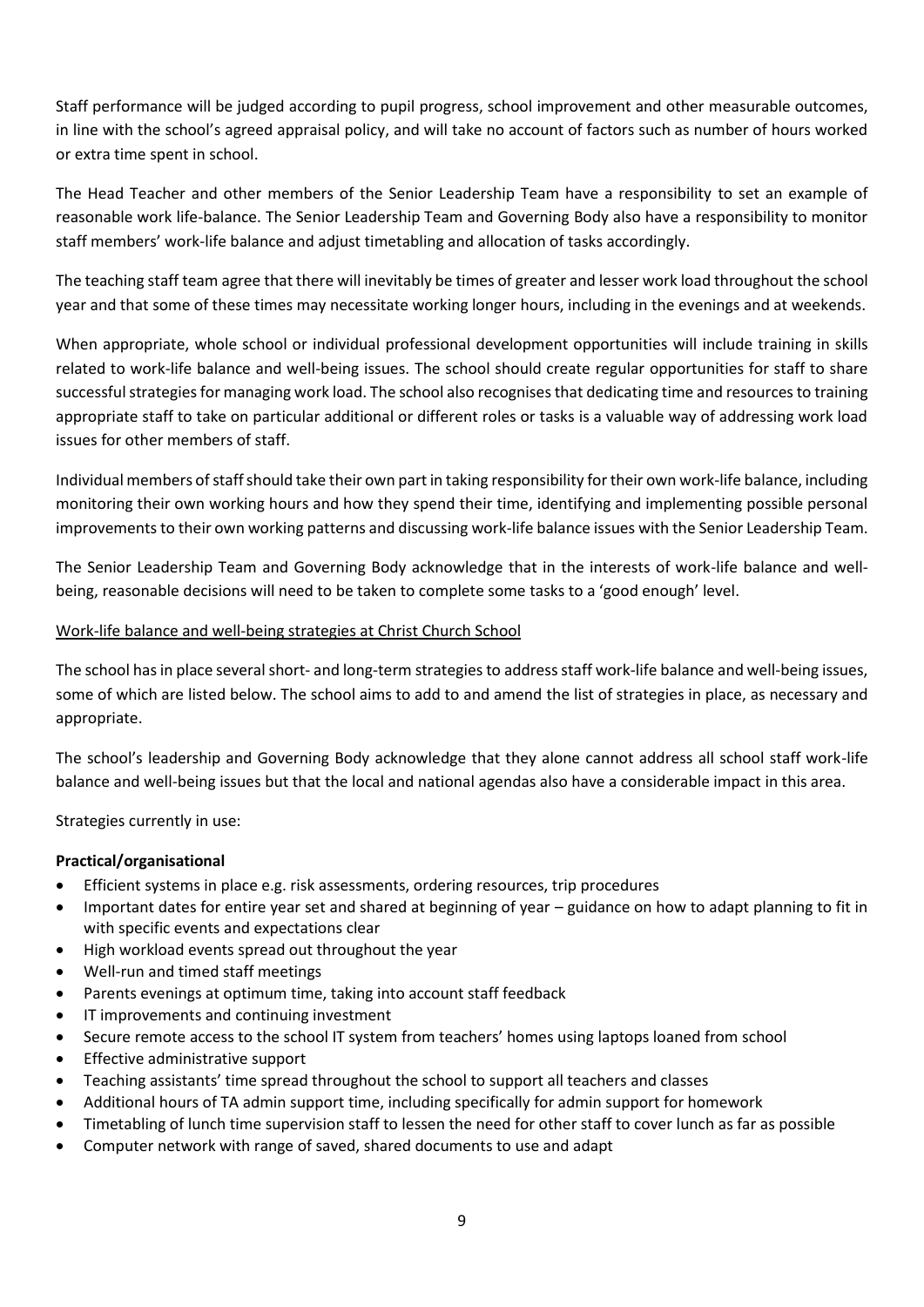Staff performance will be judged according to pupil progress, school improvement and other measurable outcomes, in line with the school's agreed appraisal policy, and will take no account of factors such as number of hours worked or extra time spent in school.

The Head Teacher and other members of the Senior Leadership Team have a responsibility to set an example of reasonable work life-balance. The Senior Leadership Team and Governing Body also have a responsibility to monitor staff members' work-life balance and adjust timetabling and allocation of tasks accordingly.

The teaching staff team agree that there will inevitably be times of greater and lesser work load throughout the school year and that some of these times may necessitate working longer hours, including in the evenings and at weekends.

When appropriate, whole school or individual professional development opportunities will include training in skills related to work-life balance and well-being issues. The school should create regular opportunities for staff to share successful strategies for managing work load. The school also recognises that dedicating time and resources to training appropriate staff to take on particular additional or different roles or tasks is a valuable way of addressing work load issues for other members of staff.

Individual members of staff should take their own part in taking responsibility for their own work-life balance, including monitoring their own working hours and how they spend their time, identifying and implementing possible personal improvements to their own working patterns and discussing work-life balance issues with the Senior Leadership Team.

The Senior Leadership Team and Governing Body acknowledge that in the interests of work-life balance and well-being, reasonable decisions will need to be taken to complete some tasks to a 'good enough' level.

<u>Work-life balance and well-being strategies at Christ Church School</u>

The school has in place several short- and long-term strategies to address staff work-life balance and well-being issues, some of which are listed below. The school aims to add to and amend the list of strategies in place, as necessary and appropriate.

The school's leadership and Governing Body acknowledge that they alone cannot address all school staff work-life balance and well-being issues but that the local and national agendas also have a considerable impact in this area.

Strategies currently in use:

**Practical/organisational**

- Efficient systems in place e.g. risk assessments, ordering resources, trip procedures
- Important dates for entire year set and shared at beginning of year – guidance on how to adapt planning to fit in with specific events and expectations clear
- High workload events spread out throughout the year
- Well-run and timed staff meetings
- Parents evenings at optimum time, taking into account staff feedback
- IT improvements and continuing investment
- Secure remote access to the school IT system from teachers' homes using laptops loaned from school
- Effective administrative support
- Teaching assistants' time spread throughout the school to support all teachers and classes
- Additional hours of TA admin support time, including specifically for admin support for homework
- Timetabling of lunch time supervision staff to lessen the need for other staff to cover lunch as far as possible
- Computer network with range of saved, shared documents to use and adapt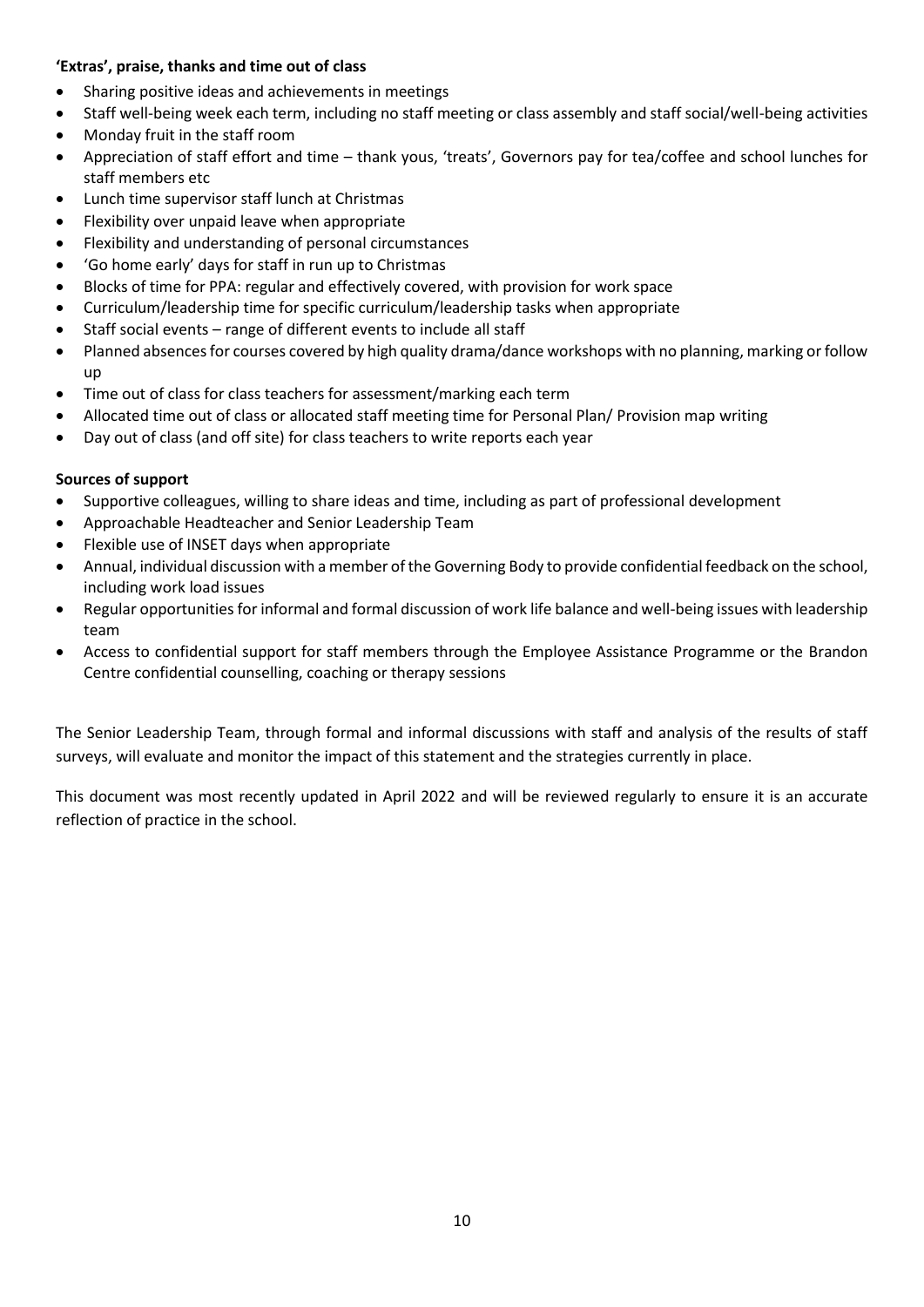**'Extras', praise, thanks and time out of class**

- Sharing positive ideas and achievements in meetings
- Staff well-being week each term, including no staff meeting or class assembly and staff social/well-being activities
- Monday fruit in the staff room
- Appreciation of staff effort and time – thank yous, 'treats', Governors pay for tea/coffee and school lunches for staff members etc
- Lunch time supervisor staff lunch at Christmas
- Flexibility over unpaid leave when appropriate
- Flexibility and understanding of personal circumstances
- 'Go home early' days for staff in run up to Christmas
- Blocks of time for PPA: regular and effectively covered, with provision for work space
- Curriculum/leadership time for specific curriculum/leadership tasks when appropriate
- Staff social events – range of different events to include all staff
- Planned absences for courses covered by high quality drama/dance workshops with no planning, marking or follow up
- Time out of class for class teachers for assessment/marking each term
- Allocated time out of class or allocated staff meeting time for Personal Plan/ Provision map writing
- Day out of class (and off site) for class teachers to write reports each year

**Sources of support**

- Supportive colleagues, willing to share ideas and time, including as part of professional development
- Approachable Headteacher and Senior Leadership Team
- Flexible use of INSET days when appropriate
- Annual, individual discussion with a member of the Governing Body to provide confidential feedback on the school, including work load issues
- Regular opportunities for informal and formal discussion of work life balance and well-being issues with leadership team
- Access to confidential support for staff members through the Employee Assistance Programme or the Brandon Centre confidential counselling, coaching or therapy sessions

The Senior Leadership Team, through formal and informal discussions with staff and analysis of the results of staff surveys, will evaluate and monitor the impact of this statement and the strategies currently in place.

This document was most recently updated in April 2022 and will be reviewed regularly to ensure it is an accurate reflection of practice in the school.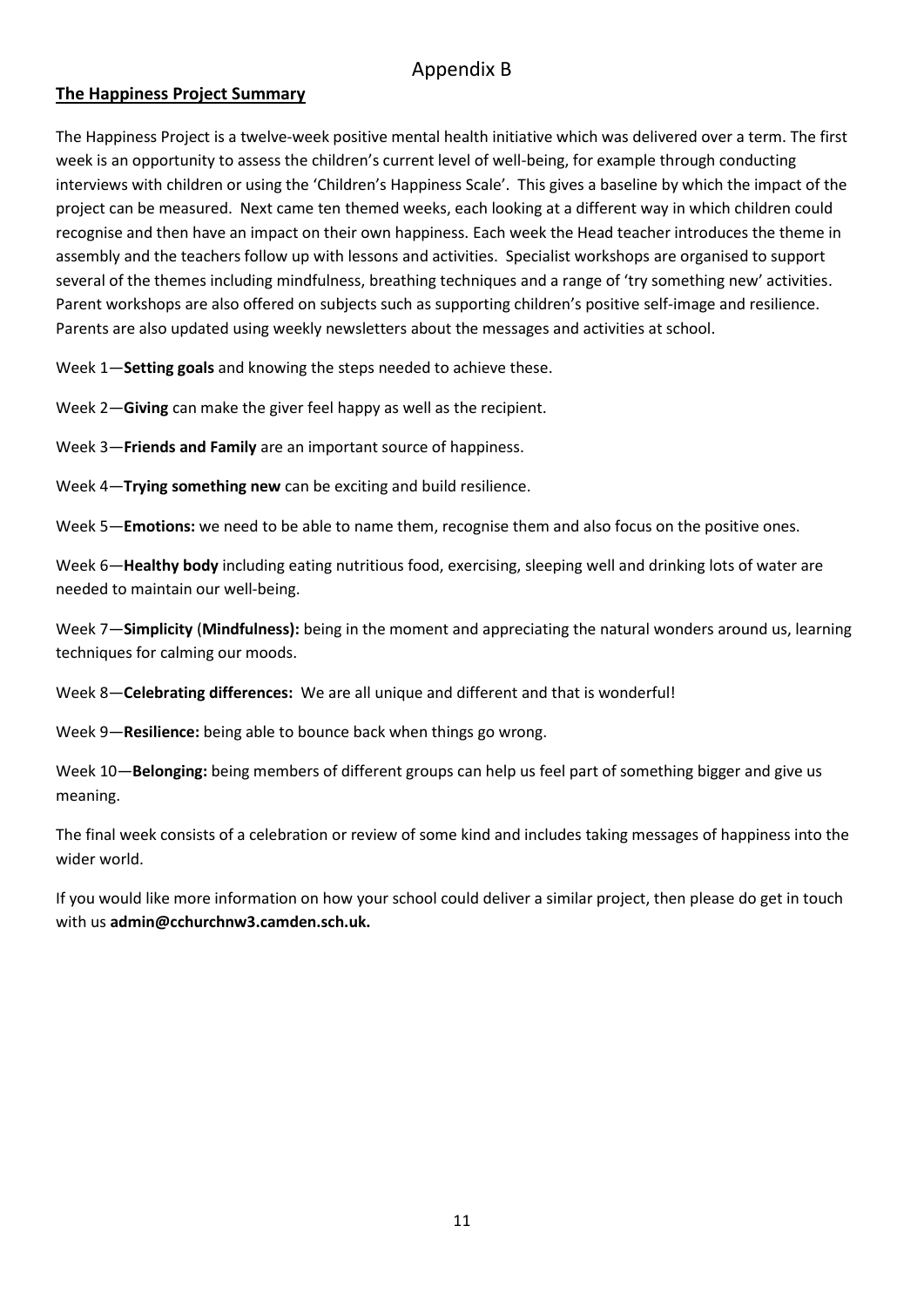# Appendix B

**The Happiness Project Summary**

The Happiness Project is a twelve-week positive mental health initiative which was delivered over a term. The first week is an opportunity to assess the children's current level of well-being, for example through conducting interviews with children or using the 'Children's Happiness Scale'. This gives a baseline by which the impact of the project can be measured. Next came ten themed weeks, each looking at a different way in which children could recognise and then have an impact on their own happiness. Each week the Head teacher introduces the theme in assembly and the teachers follow up with lessons and activities. Specialist workshops are organised to support several of the themes including mindfulness, breathing techniques and a range of 'try something new' activities. Parent workshops are also offered on subjects such as supporting children's positive self-image and resilience. Parents are also updated using weekly newsletters about the messages and activities at school.

Week 1—**Setting goals** and knowing the steps needed to achieve these.

Week 2—**Giving** can make the giver feel happy as well as the recipient.

Week 3—**Friends and Family** are an important source of happiness.

Week 4—**Trying something new** can be exciting and build resilience.

Week 5—**Emotions:** we need to be able to name them, recognise them and also focus on the positive ones.

Week 6—**Healthy body** including eating nutritious food, exercising, sleeping well and drinking lots of water are needed to maintain our well-being.

Week 7—**Simplicity** (**Mindfulness):** being in the moment and appreciating the natural wonders around us, learning techniques for calming our moods.

Week 8—**Celebrating differences:** We are all unique and different and that is wonderful!

Week 9—**Resilience:** being able to bounce back when things go wrong.

Week 10—**Belonging:** being members of different groups can help us feel part of something bigger and give us meaning.

The final week consists of a celebration or review of some kind and includes taking messages of happiness into the wider world.

If you would like more information on how your school could deliver a similar project, then please do get in touch with us **admin@cchurchnw3.camden.sch.uk.**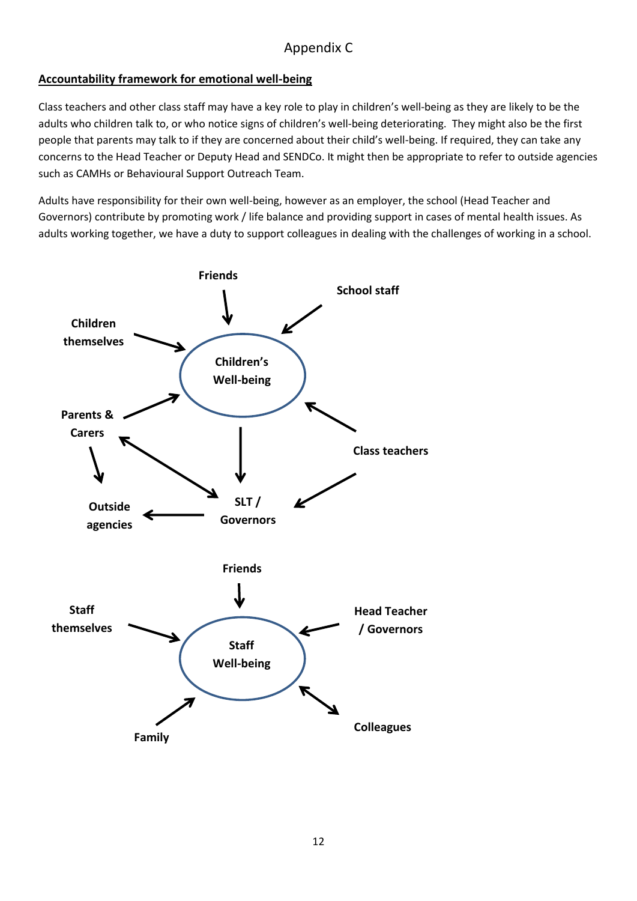## Appendix C

**Accountability framework for emotional well-being**

Class teachers and other class staff may have a key role to play in children's well-being as they are likely to be the adults who children talk to, or who notice signs of children's well-being deteriorating. They might also be the first people that parents may talk to if they are concerned about their child's well-being. If required, they can take any concerns to the Head Teacher or Deputy Head and SENDCo. It might then be appropriate to refer to outside agencies such as CAMHs or Behavioural Support Outreach Team.

Adults have responsibility for their own well-being, however as an employer, the school (Head Teacher and Governors) contribute by promoting work / life balance and providing support in cases of mental health issues. As adults working together, we have a duty to support colleagues in dealing with the challenges of working in a school.

Friends

School staff

Children themselves

Children's Well-being

Parents & Carers

Class teachers

Outside agencies

SLT / Governors

Friends

Staff themselves

Head Teacher / Governors

Staff Well-being

Family

Colleagues